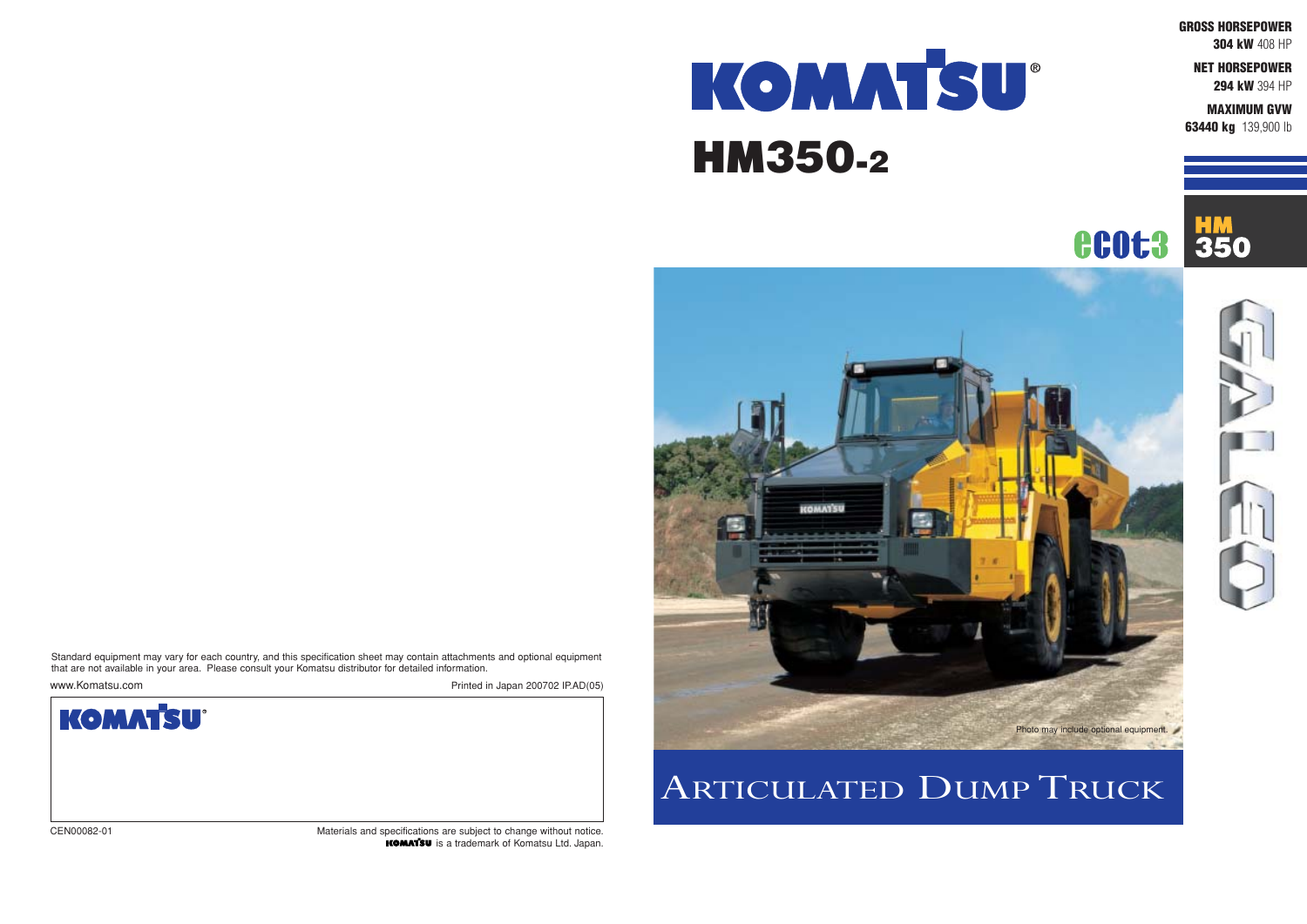# KOMATSU®

# HM350-2

**GROSS HORSEPOWER**
**304 kW** 408 HP

**NET HORSEPOWER**
**294 kW** 394 HP

**MAXIMUM GVW**
**63440 kg** 139,900 lb

ecot3

HM 350

GALEO

Photo may include optional equipment.

## ARTICULATED DUMP TRUCK

Standard equipment may vary for each country, and this specification sheet may contain attachments and optional equipment that are not available in your area. Please consult your Komatsu distributor for detailed information.

www.Komatsu.com

Printed in Japan 200702 IP.AD(05)

KOMATSU®

CEN00082-01

Materials and specifications are subject to change without notice.
KOMATSU is a trademark of Komatsu Ltd. Japan.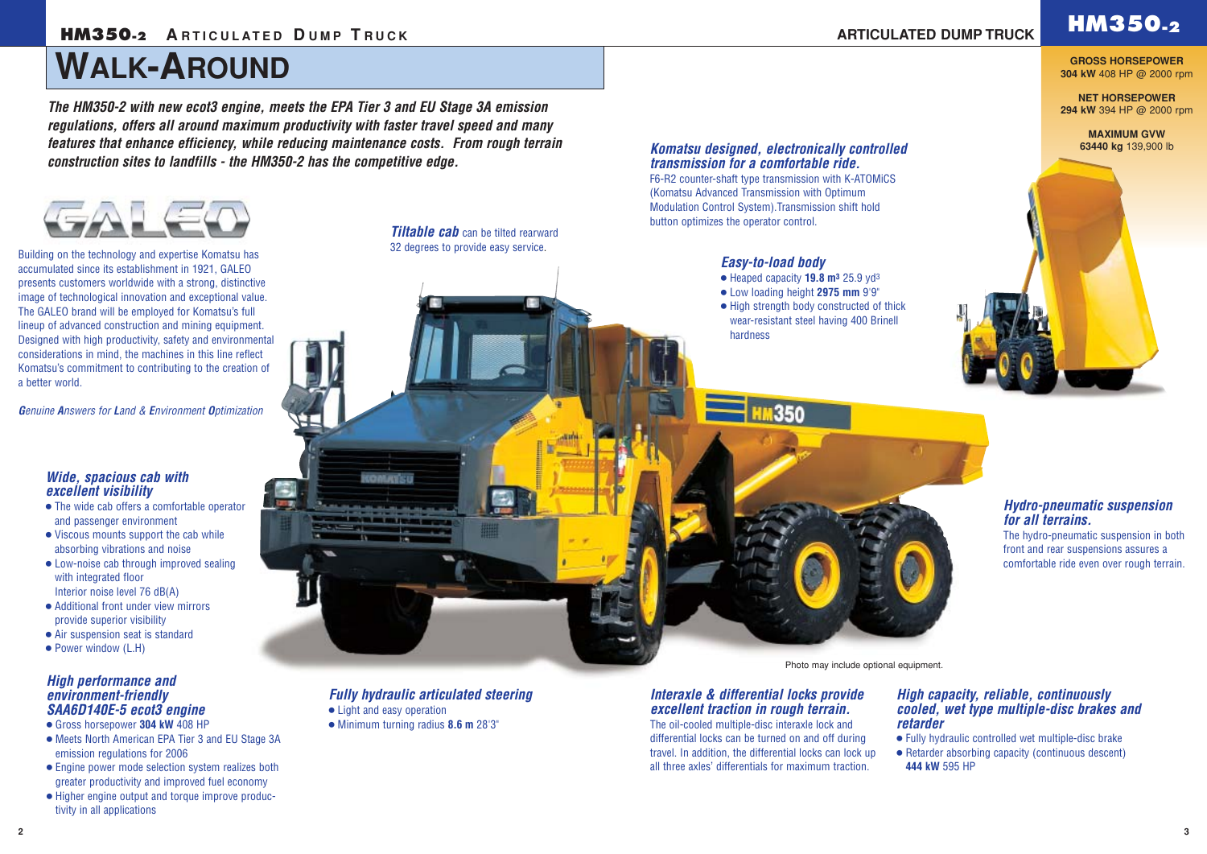# WALK-AROUND

***The HM350-2 with new ecot3 engine, meets the EPA Tier 3 and EU Stage 3A emission regulations, offers all around maximum productivity with faster travel speed and many features that enhance efficiency, while reducing maintenance costs. From rough terrain construction sites to landfills - the HM350-2 has the competitive edge.***

GALEO

Building on the technology and expertise Komatsu has accumulated since its establishment in 1921, GALEO presents customers worldwide with a strong, distinctive image of technological innovation and exceptional value. The GALEO brand will be employed for Komatsu's full lineup of advanced construction and mining equipment. Designed with high productivity, safety and environmental considerations in mind, the machines in this line reflect Komatsu's commitment to contributing to the creation of a better world.

*Genuine Answers for Land & Environment Optimization*

### *Wide, spacious cab with excellent visibility*

- The wide cab offers a comfortable operator and passenger environment
- Viscous mounts support the cab while absorbing vibrations and noise
- Low-noise cab through improved sealing with integrated floor
  Interior noise level 76 dB(A)
- Additional front under view mirrors provide superior visibility
- Air suspension seat is standard
- Power window (L.H)

### *High performance and environment-friendly SAA6D140E-5 ecot3 engine*

- Gross horsepower **304 kW** 408 HP
- Meets North American EPA Tier 3 and EU Stage 3A emission regulations for 2006
- Engine power mode selection system realizes both greater productivity and improved fuel economy
- Higher engine output and torque improve productivity in all applications

***Tiltable cab*** can be tilted rearward 32 degrees to provide easy service.

### *Fully hydraulic articulated steering*

- Light and easy operation
- Minimum turning radius **8.6 m** 28'3"

**GROSS HORSEPOWER**
**304 kW** 408 HP @ 2000 rpm

**NET HORSEPOWER**
**294 kW** 394 HP @ 2000 rpm

**MAXIMUM GVW**
**63440 kg** 139,900 lb

### *Komatsu designed, electronically controlled transmission for a comfortable ride.*

F6-R2 counter-shaft type transmission with K-ATOMiCS (Komatsu Advanced Transmission with Optimum Modulation Control System).Transmission shift hold button optimizes the operator control.

### *Easy-to-load body*

- Heaped capacity **19.8 m³** 25.9 yd³
- Low loading height **2975 mm** 9'9"
- High strength body constructed of thick wear-resistant steel having 400 Brinell hardness

### *Hydro-pneumatic suspension for all terrains.*

The hydro-pneumatic suspension in both front and rear suspensions assures a comfortable ride even over rough terrain.

Photo may include optional equipment.

### *Interaxle & differential locks provide excellent traction in rough terrain.*

The oil-cooled multiple-disc interaxle lock and differential locks can be turned on and off during travel. In addition, the differential locks can lock up all three axles' differentials for maximum traction.

### *High capacity, reliable, continuously cooled, wet type multiple-disc brakes and retarder*

- Fully hydraulic controlled wet multiple-disc brake
- Retarder absorbing capacity (continuous descent) **444 kW** 595 HP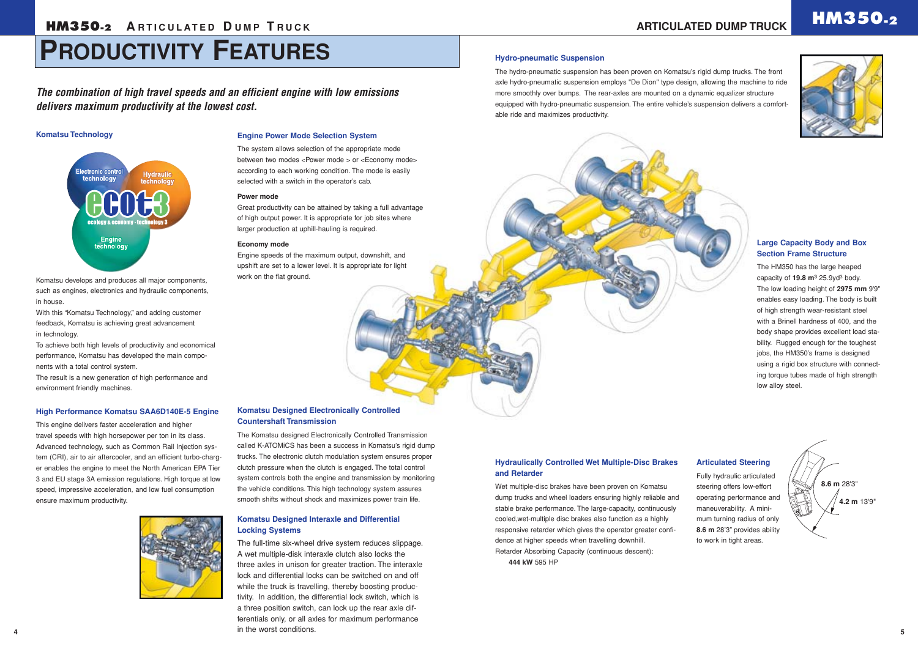# PRODUCTIVITY FEATURES

***The combination of high travel speeds and an efficient engine with low emissions delivers maximum productivity at the lowest cost.***

### Komatsu Technology

Electronic control technology
Hydraulic technology
ecot3
ecology & economy - technology 3
Engine technology

Komatsu develops and produces all major components, such as engines, electronics and hydraulic components, in house.

With this "Komatsu Technology," and adding customer feedback, Komatsu is achieving great advancement in technology.

To achieve both high levels of productivity and economical performance, Komatsu has developed the main components with a total control system.

The result is a new generation of high performance and environment friendly machines.

### High Performance Komatsu SAA6D140E-5 Engine

This engine delivers faster acceleration and higher travel speeds with high horsepower per ton in its class. Advanced technology, such as Common Rail Injection system (CRI), air to air aftercooler, and an efficient turbo-charger enables the engine to meet the North American EPA Tier 3 and EU stage 3A emission regulations. High torque at low speed, impressive acceleration, and low fuel consumption ensure maximum productivity.

### Engine Power Mode Selection System

The system allows selection of the appropriate mode between two modes <Power mode > or <Economy mode> according to each working condition. The mode is easily selected with a switch in the operator's cab.

**Power mode**

Great productivity can be attained by taking a full advantage of high output power. It is appropriate for job sites where larger production at uphill-hauling is required.

**Economy mode**

Engine speeds of the maximum output, downshift, and upshift are set to a lower level. It is appropriate for light work on the flat ground.

### Komatsu Designed Electronically Controlled Countershaft Transmission

The Komatsu designed Electronically Controlled Transmission called K-ATOMiCS has been a success in Komatsu's rigid dump trucks. The electronic clutch modulation system ensures proper clutch pressure when the clutch is engaged. The total control system controls both the engine and transmission by monitoring the vehicle conditions. This high technology system assures smooth shifts without shock and maximizes power train life.

### Komatsu Designed Interaxle and Differential Locking Systems

The full-time six-wheel drive system reduces slippage. A wet multiple-disk interaxle clutch also locks the three axles in unison for greater traction. The interaxle lock and differential locks can be switched on and off while the truck is travelling, thereby boosting productivity. In addition, the differential lock switch, which is a three position switch, can lock up the rear axle differentials only, or all axles for maximum performance in the worst conditions.

### Hydro-pneumatic Suspension

The hydro-pneumatic suspension has been proven on Komatsu's rigid dump trucks. The front axle hydro-pneumatic suspension employs "De Dion" type design, allowing the machine to ride more smoothly over bumps. The rear-axles are mounted on a dynamic equalizer structure equipped with hydro-pneumatic suspension. The entire vehicle's suspension delivers a comfortable ride and maximizes productivity.

### Large Capacity Body and Box Section Frame Structure

The HM350 has the large heaped capacity of **19.8 m³** 25.9yd³ body. The low loading height of **2975 mm** 9'9" enables easy loading. The body is built of high strength wear-resistant steel with a Brinell hardness of 400, and the body shape provides excellent load stability. Rugged enough for the toughest jobs, the HM350's frame is designed using a rigid box structure with connecting torque tubes made of high strength low alloy steel.

### Hydraulically Controlled Wet Multiple-Disc Brakes and Retarder

Wet multiple-disc brakes have been proven on Komatsu dump trucks and wheel loaders ensuring highly reliable and stable brake performance. The large-capacity, continuously cooled,wet-multiple disc brakes also function as a highly responsive retarder which gives the operator greater confidence at higher speeds when travelling downhill.

Retarder Absorbing Capacity (continuous descent):
**444 kW** 595 HP

### Articulated Steering

Fully hydraulic articulated steering offers low-effort operating performance and maneuverability. A minimum turning radius of only **8.6 m** 28'3" provides ability to work in tight areas.

**8.6 m** 28'3"
**4.2 m** 13'9"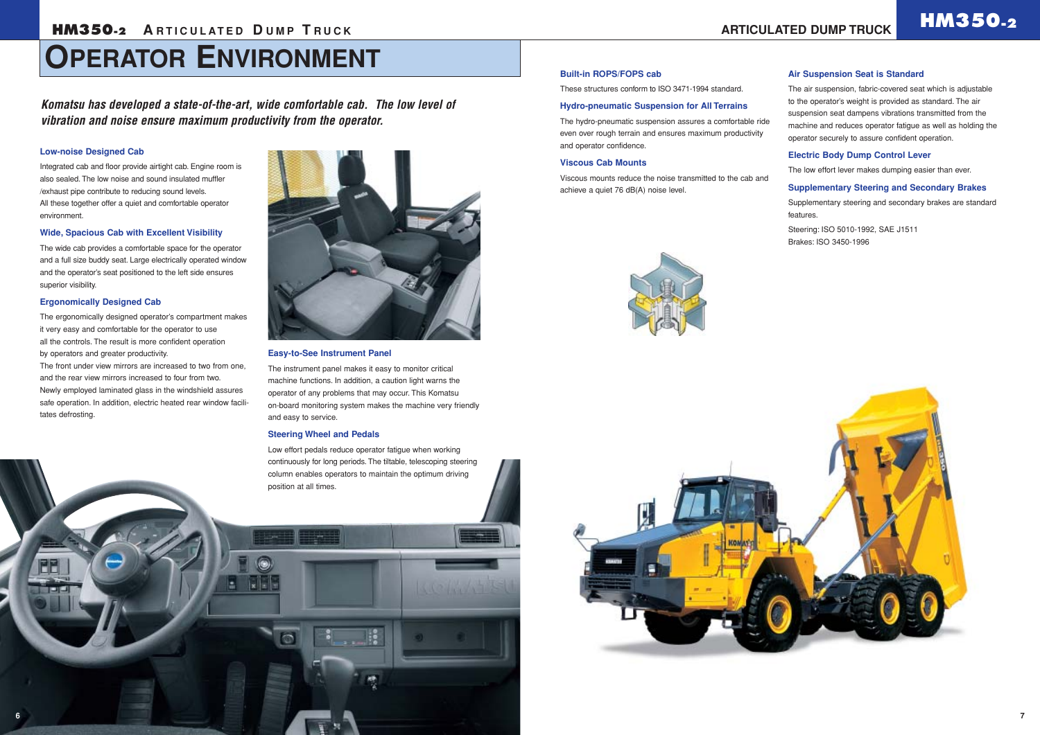# OPERATOR ENVIRONMENT

***Komatsu has developed a state-of-the-art, wide comfortable cab. The low level of vibration and noise ensure maximum productivity from the operator.***

### Low-noise Designed Cab

Integrated cab and floor provide airtight cab. Engine room is also sealed. The low noise and sound insulated muffler /exhaust pipe contribute to reducing sound levels.
All these together offer a quiet and comfortable operator environment.

### Wide, Spacious Cab with Excellent Visibility

The wide cab provides a comfortable space for the operator and a full size buddy seat. Large electrically operated window and the operator's seat positioned to the left side ensures superior visibility.

### Ergonomically Designed Cab

The ergonomically designed operator's compartment makes it very easy and comfortable for the operator to use all the controls. The result is more confident operation by operators and greater productivity.
The front under view mirrors are increased to two from one, and the rear view mirrors increased to four from two.
Newly employed laminated glass in the windshield assures safe operation. In addition, electric heated rear window facilitates defrosting.

### Easy-to-See Instrument Panel

The instrument panel makes it easy to monitor critical machine functions. In addition, a caution light warns the operator of any problems that may occur. This Komatsu on-board monitoring system makes the machine very friendly and easy to service.

### Steering Wheel and Pedals

Low effort pedals reduce operator fatigue when working continuously for long periods. The tiltable, telescoping steering column enables operators to maintain the optimum driving position at all times.

### Built-in ROPS/FOPS cab

These structures conform to ISO 3471-1994 standard.

### Hydro-pneumatic Suspension for All Terrains

The hydro-pneumatic suspension assures a comfortable ride even over rough terrain and ensures maximum productivity and operator confidence.

### Viscous Cab Mounts

Viscous mounts reduce the noise transmitted to the cab and achieve a quiet 76 dB(A) noise level.

### Air Suspension Seat is Standard

The air suspension, fabric-covered seat which is adjustable to the operator's weight is provided as standard. The air suspension seat dampens vibrations transmitted from the machine and reduces operator fatigue as well as holding the operator securely to assure confident operation.

### Electric Body Dump Control Lever

The low effort lever makes dumping easier than ever.

### Supplementary Steering and Secondary Brakes

Supplementary steering and secondary brakes are standard features.

Steering: ISO 5010-1992, SAE J1511
Brakes: ISO 3450-1996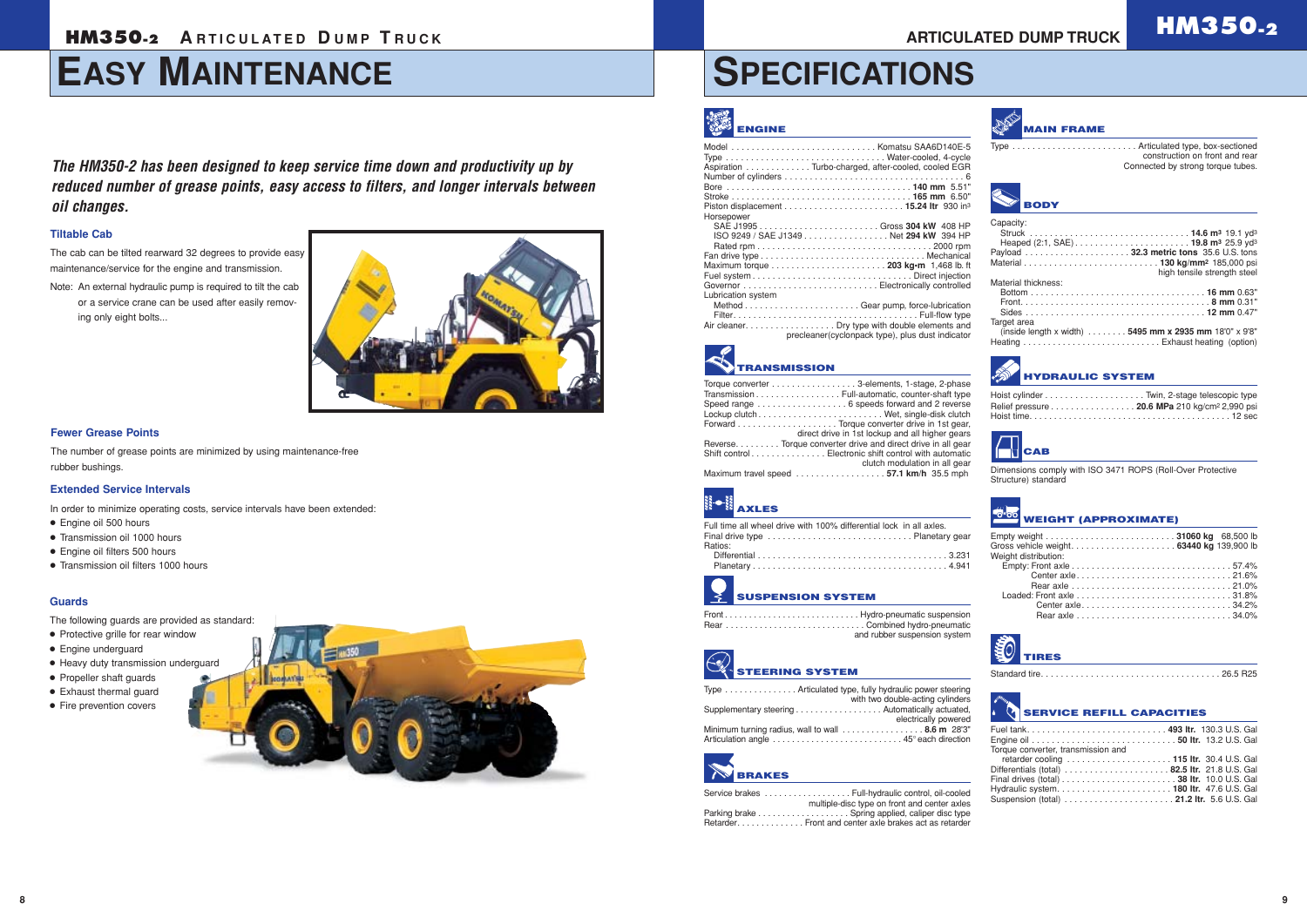# EASY MAINTENANCE

***The HM350-2 has been designed to keep service time down and productivity up by reduced number of grease points, easy access to filters, and longer intervals between oil changes.***

### Tiltable Cab

The cab can be tilted rearward 32 degrees to provide easy maintenance/service for the engine and transmission.

Note: An external hydraulic pump is required to tilt the cab or a service crane can be used after easily removing only eight bolts...

### Fewer Grease Points

The number of grease points are minimized by using maintenance-free rubber bushings.

### Extended Service Intervals

In order to minimize operating costs, service intervals have been extended:

- Engine oil 500 hours
- Transmission oil 1000 hours
- Engine oil filters 500 hours
- Transmission oil filters 1000 hours

### Guards

The following guards are provided as standard:

- Protective grille for rear window
- Engine underguard
- Heavy duty transmission underguard
- Propeller shaft guards
- Exhaust thermal guard
- Fire prevention covers

# SPECIFICATIONS

## ENGINE

Model . . . . . Komatsu SAA6D140E-5
Type . . . . . Water-cooled, 4-cycle
Aspiration . . . . . Turbo-charged, after-cooled, cooled EGR
Number of cylinders . . . . . 6
Bore . . . . . **140 mm** 5.51"
Stroke . . . . . **165 mm** 6.50"
Piston displacement . . . . . **15.24 ltr** 930 in³
Horsepower
SAE J1995 . . . . . Gross **304 kW** 408 HP
ISO 9249 / SAE J1349 . . . . . Net **294 kW** 394 HP
Rated rpm . . . . . 2000 rpm
Fan drive type . . . . . Mechanical
Maximum torque . . . . . **203 kg•m** 1,468 lb. ft
Fuel system . . . . . Direct injection
Governor . . . . . Electronically controlled
Lubrication system
Method . . . . . Gear pump, force-lubrication
Filter . . . . . Full-flow type
Air cleaner. . . . . Dry type with double elements and precleaner(cyclonpack type), plus dust indicator

## TRANSMISSION

Torque converter . . . . . 3-elements, 1-stage, 2-phase
Transmission . . . . . Full-automatic, counter-shaft type
Speed range . . . . . 6 speeds forward and 2 reverse
Lockup clutch . . . . . Wet, single-disk clutch
Forward . . . . . Torque converter drive in 1st gear, direct drive in 1st lockup and all higher gears
Reverse. . . . . Torque converter drive and direct drive in all gear
Shift control . . . . . Electronic shift control with automatic clutch modulation in all gear
Maximum travel speed . . . . . **57.1 km/h** 35.5 mph

## AXLES

Full time all wheel drive with 100% differential lock in all axles.
Final drive type . . . . . Planetary gear
Ratios:
Differential . . . . . 3.231
Planetary . . . . . 4.941

## SUSPENSION SYSTEM

Front . . . . . Hydro-pneumatic suspension
Rear . . . . . Combined hydro-pneumatic and rubber suspension system

## STEERING SYSTEM

Type . . . . . Articulated type, fully hydraulic power steering with two double-acting cylinders
Supplementary steering . . . . . Automatically actuated, electrically powered
Minimum turning radius, wall to wall . . . . . **8.6 m** 28'3"
Articulation angle . . . . . 45° each direction

## BRAKES

Service brakes . . . . . Full-hydraulic control, oil-cooled multiple-disc type on front and center axles
Parking brake . . . . . Spring applied, caliper disc type
Retarder. . . . . Front and center axle brakes act as retarder

## MAIN FRAME

Type . . . . . Articulated type, box-sectioned construction on front and rear Connected by strong torque tubes.

## BODY

Capacity:
Struck . . . . . **14.6 m³** 19.1 yd³
Heaped (2:1, SAE) . . . . . **19.8 m³** 25.9 yd³
Payload . . . . . **32.3 metric tons** 35.6 U.S. tons
Material . . . . . **130 kg/mm²** 185,000 psi high tensile strength steel
Material thickness:
Bottom . . . . . **16 mm** 0.63"
Front. . . . . **8 mm** 0.31"
Sides . . . . . **12 mm** 0.47"
Target area
(inside length x width) . . . . . **5495 mm x 2935 mm** 18'0" x 9'8"
Heating . . . . . Exhaust heating (option)

## HYDRAULIC SYSTEM

Hoist cylinder . . . . . Twin, 2-stage telescopic type
Relief pressure . . . . . **20.6 MPa** 210 kg/cm² 2,990 psi
Hoist time. . . . . 12 sec

## CAB

Dimensions comply with ISO 3471 ROPS (Roll-Over Protective Structure) standard

## WEIGHT (APPROXIMATE)

Empty weight . . . . . **31060 kg** 68,500 lb
Gross vehicle weight. . . . . **63440 kg** 139,900 lb
Weight distribution:
Empty: Front axle . . . . . 57.4%
Center axle. . . . . 21.6%
Rear axle . . . . . 21.0%
Loaded: Front axle . . . . . 31.8%
Center axle. . . . . 34.2%
Rear axle . . . . . 34.0%

## TIRES

Standard tire. . . . . 26.5 R25

## SERVICE REFILL CAPACITIES

Fuel tank. . . . . **493 ltr.** 130.3 U.S. Gal
Engine oil . . . . . **50 ltr.** 13.2 U.S. Gal
Torque converter, transmission and retarder cooling . . . . . **115 ltr.** 30.4 U.S. Gal
Differentials (total) . . . . . **82.5 ltr.** 21.8 U.S. Gal
Final drives (total) . . . . . **38 ltr.** 10.0 U.S. Gal
Hydraulic system. . . . . **180 ltr.** 47.6 U.S. Gal
Suspension (total) . . . . . **21.2 ltr.** 5.6 U.S. Gal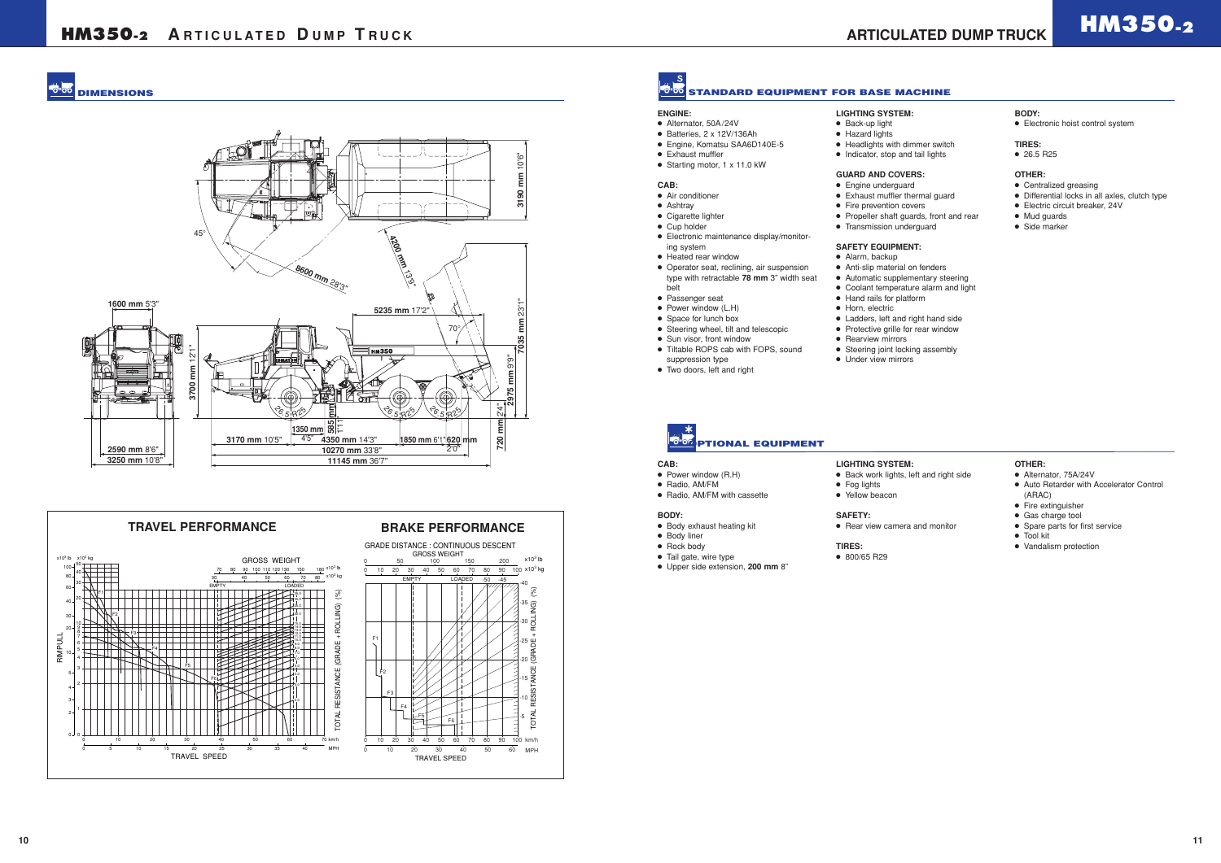## DIMENSIONS

3190 mm 10'6"

45°

8600 mm 28'3"

4200 mm 13'9"

1600 mm 5'3"

5235 mm 17'2"

70°

7035 mm 23'1"

3700 mm 12'1"

2975 mm 9'9"

720 mm 2'4"

585 mm 1'11"

1350 mm 4'5"

3170 mm 10'5"

4350 mm 14'3"

1850 mm 6'1"

620 mm 2'0"

10270 mm 33'8"

11145 mm 36'7"

2590 mm 8'6"

3250 mm 10'8"

26.5 R25

HM350

## TRAVEL PERFORMANCE

RIMPULL

x10³ lb x10³ kg

GROSS WEIGHT

EMPTY LOADED

TOTAL RESISTANCE (GRADE + ROLLING) (%)

F1 F2 F3 F4 F5 F6

TRAVEL SPEED

km/h MPH

## BRAKE PERFORMANCE

GRADE DISTANCE : CONTINUOUS DESCENT

GROSS WEIGHT

x10³ lb x10³ kg

EMPTY LOADED

TOTAL RESISTANCE (GRADE + ROLLING) (%)

F1 F2 F3 F4 F5 F6

TRAVEL SPEED

km/h MPH

## STANDARD EQUIPMENT FOR BASE MACHINE

**ENGINE:**
- Alternator, 50A/24V
- Batteries, 2 x 12V/136Ah
- Engine, Komatsu SAA6D140E-5
- Exhaust muffler
- Starting motor, 1 x 11.0 kW

**CAB:**
- Air conditioner
- Ashtray
- Cigarette lighter
- Cup holder
- Electronic maintenance display/monitoring system
- Heated rear window
- Operator seat, reclining, air suspension type with retractable **78 mm** 3" width seat belt
- Passenger seat
- Power window (L.H)
- Space for lunch box
- Steering wheel, tilt and telescopic
- Sun visor, front window
- Tiltable ROPS cab with FOPS, sound suppression type
- Two doors, left and right

**LIGHTING SYSTEM:**
- Back-up light
- Hazard lights
- Headlights with dimmer switch
- Indicator, stop and tail lights

**GUARD AND COVERS:**
- Engine underguard
- Exhaust muffler thermal guard
- Fire prevention covers
- Propeller shaft guards, front and rear
- Transmission underguard

**SAFETY EQUIPMENT:**
- Alarm, backup
- Anti-slip material on fenders
- Automatic supplementary steering
- Coolant temperature alarm and light
- Hand rails for platform
- Horn, electric
- Ladders, left and right hand side
- Protective grille for rear window
- Rearview mirrors
- Steering joint locking assembly
- Under view mirrors

**BODY:**
- Electronic hoist control system

**TIRES:**
- 26.5 R25

**OTHER:**
- Centralized greasing
- Differential locks in all axles, clutch type
- Electric circuit breaker, 24V
- Mud guards
- Side marker

## OPTIONAL EQUIPMENT

**CAB:**
- Power window (R.H)
- Radio, AM/FM
- Radio, AM/FM with cassette

**BODY:**
- Body exhaust heating kit
- Body liner
- Rock body
- Tail gate, wire type
- Upper side extension, **200 mm** 8"

**LIGHTING SYSTEM:**
- Back work lights, left and right side
- Fog lights
- Yellow beacon

**SAFETY:**
- Rear view camera and monitor

**TIRES:**
- 800/65 R29

**OTHER:**
- Alternator, 75A/24V
- Auto Retarder with Accelerator Control (ARAC)
- Fire extinguisher
- Gas charge tool
- Spare parts for first service
- Tool kit
- Vandalism protection